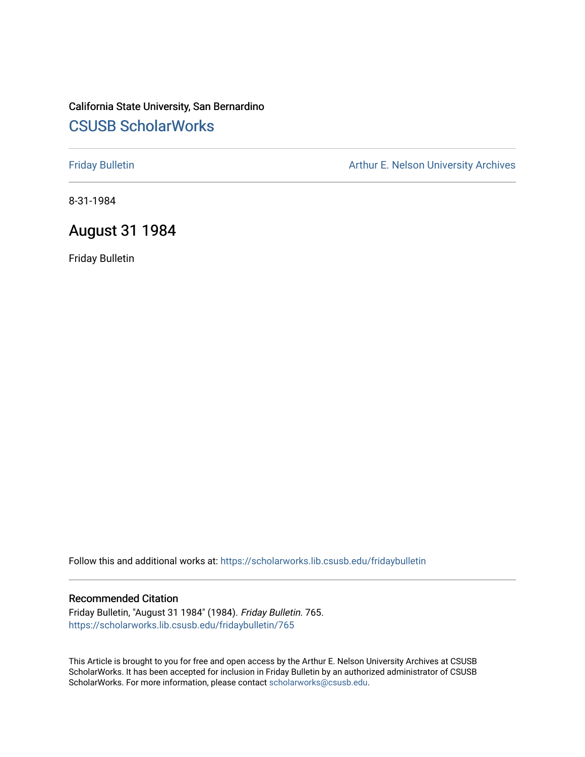California State University, San Bernardino

# CSUSB ScholarWorks

Friday Bulletin

Arthur E. Nelson University Archives

8-31-1984

## August 31 1984

Friday Bulletin

Follow this and additional works at: https://scholarworks.lib.csusb.edu/fridaybulletin

### Recommended Citation

Friday Bulletin, "August 31 1984" (1984). *Friday Bulletin*. 765.
https://scholarworks.lib.csusb.edu/fridaybulletin/765

This Article is brought to you for free and open access by the Arthur E. Nelson University Archives at CSUSB ScholarWorks. It has been accepted for inclusion in Friday Bulletin by an authorized administrator of CSUSB ScholarWorks. For more information, please contact scholarworks@csusb.edu.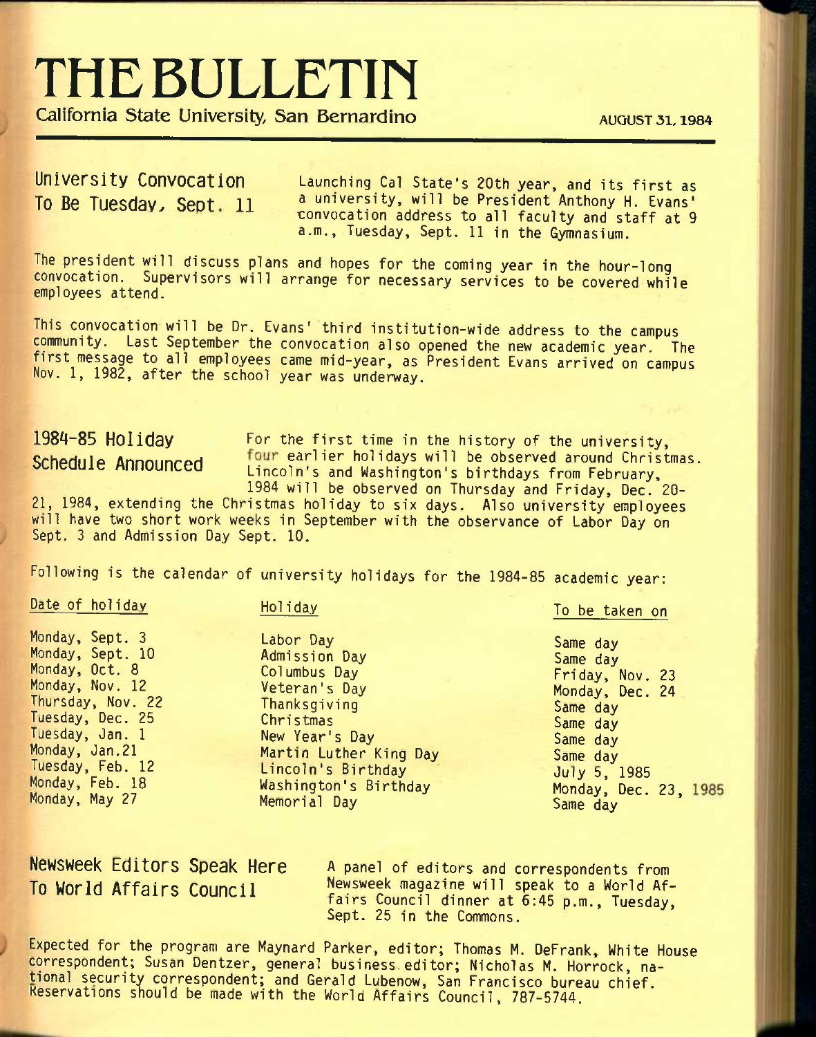# THE BULLETIN

**California State University, San Bernardino** AUGUST 31, 1984

## University Convocation To Be Tuesday, Sept. 11

Launching Cal State's 20th year, and its first as a university, will be President Anthony H. Evans' convocation address to all faculty and staff at 9 a.m., Tuesday, Sept. 11 in the Gymnasium.

The president will discuss plans and hopes for the coming year in the hour-long convocation. Supervisors will arrange for necessary services to be covered while employees attend.

This convocation will be Dr. Evans' third institution-wide address to the campus community. Last September the convocation also opened the new academic year. The first message to all employees came mid-year, as President Evans arrived on campus Nov. 1, 1982, after the school year was underway.

## 1984-85 Holiday Schedule Announced

For the first time in the history of the university, four earlier holidays will be observed around Christmas. Lincoln's and Washington's birthdays from February, 1984 will be observed on Thursday and Friday, Dec. 20-21, 1984, extending the Christmas holiday to six days. Also university employees will have two short work weeks in September with the observance of Labor Day on Sept. 3 and Admission Day Sept. 10.

Following is the calendar of university holidays for the 1984-85 academic year:

| Date of holiday | Holiday | To be taken on |
|---|---|---|
| Monday, Sept. 3 | Labor Day | Same day |
| Monday, Sept. 10 | Admission Day | Same day |
| Monday, Oct. 8 | Columbus Day | Friday, Nov. 23 |
| Monday, Nov. 12 | Veteran's Day | Monday, Dec. 24 |
| Thursday, Nov. 22 | Thanksgiving | Same day |
| Tuesday, Dec. 25 | Christmas | Same day |
| Tuesday, Jan. 1 | New Year's Day | Same day |
| Monday, Jan.21 | Martin Luther King Day | Same day |
| Tuesday, Feb. 12 | Lincoln's Birthday | July 5, 1985 |
| Monday, Feb. 18 | Washington's Birthday | Monday, Dec. 23, 1985 |
| Monday, May 27 | Memorial Day | Same day |

## Newsweek Editors Speak Here To World Affairs Council

A panel of editors and correspondents from Newsweek magazine will speak to a World Affairs Council dinner at 6:45 p.m., Tuesday, Sept. 25 in the Commons.

Expected for the program are Maynard Parker, editor; Thomas M. DeFrank, White House correspondent; Susan Dentzer, general business editor; Nicholas M. Horrock, national security correspondent; and Gerald Lubenow, San Francisco bureau chief. Reservations should be made with the World Affairs Council, 787-5744.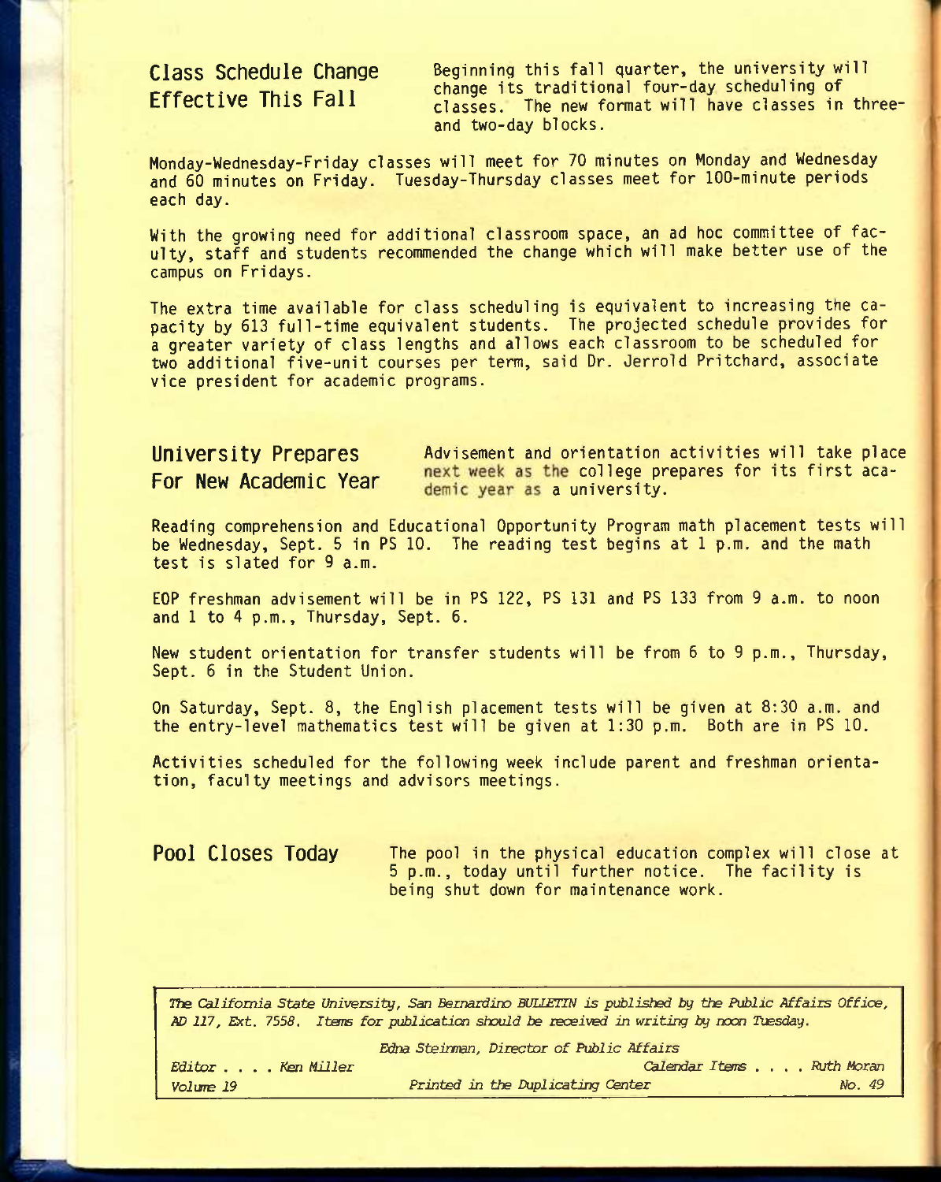## Class Schedule Change Effective This Fall

Beginning this fall quarter, the university will change its traditional four-day scheduling of classes. The new format will have classes in three- and two-day blocks.

Monday-Wednesday-Friday classes will meet for 70 minutes on Monday and Wednesday and 60 minutes on Friday. Tuesday-Thursday classes meet for 100-minute periods each day.

With the growing need for additional classroom space, an ad hoc committee of faculty, staff and students recommended the change which will make better use of the campus on Fridays.

The extra time available for class scheduling is equivalent to increasing the capacity by 613 full-time equivalent students. The projected schedule provides for a greater variety of class lengths and allows each classroom to be scheduled for two additional five-unit courses per term, said Dr. Jerrold Pritchard, associate vice president for academic programs.

## University Prepares For New Academic Year

Advisement and orientation activities will take place next week as the college prepares for its first academic year as a university.

Reading comprehension and Educational Opportunity Program math placement tests will be Wednesday, Sept. 5 in PS 10. The reading test begins at 1 p.m. and the math test is slated for 9 a.m.

EOP freshman advisement will be in PS 122, PS 131 and PS 133 from 9 a.m. to noon and 1 to 4 p.m., Thursday, Sept. 6.

New student orientation for transfer students will be from 6 to 9 p.m., Thursday, Sept. 6 in the Student Union.

On Saturday, Sept. 8, the English placement tests will be given at 8:30 a.m. and the entry-level mathematics test will be given at 1:30 p.m. Both are in PS 10.

Activities scheduled for the following week include parent and freshman orientation, faculty meetings and advisors meetings.

## Pool Closes Today

The pool in the physical education complex will close at 5 p.m., today until further notice. The facility is being shut down for maintenance work.

---

*The California State University, San Bernardino BULLETIN is published by the Public Affairs Office, AD 117, Ext. 7558. Items for publication should be received in writing by noon Tuesday.*

*Edna Steinman, Director of Public Affairs*

*Editor . . . . Ken Miller* — *Calendar Items . . . . Ruth Moran*

*Volume 19* — *Printed in the Duplicating Center* — *No. 49*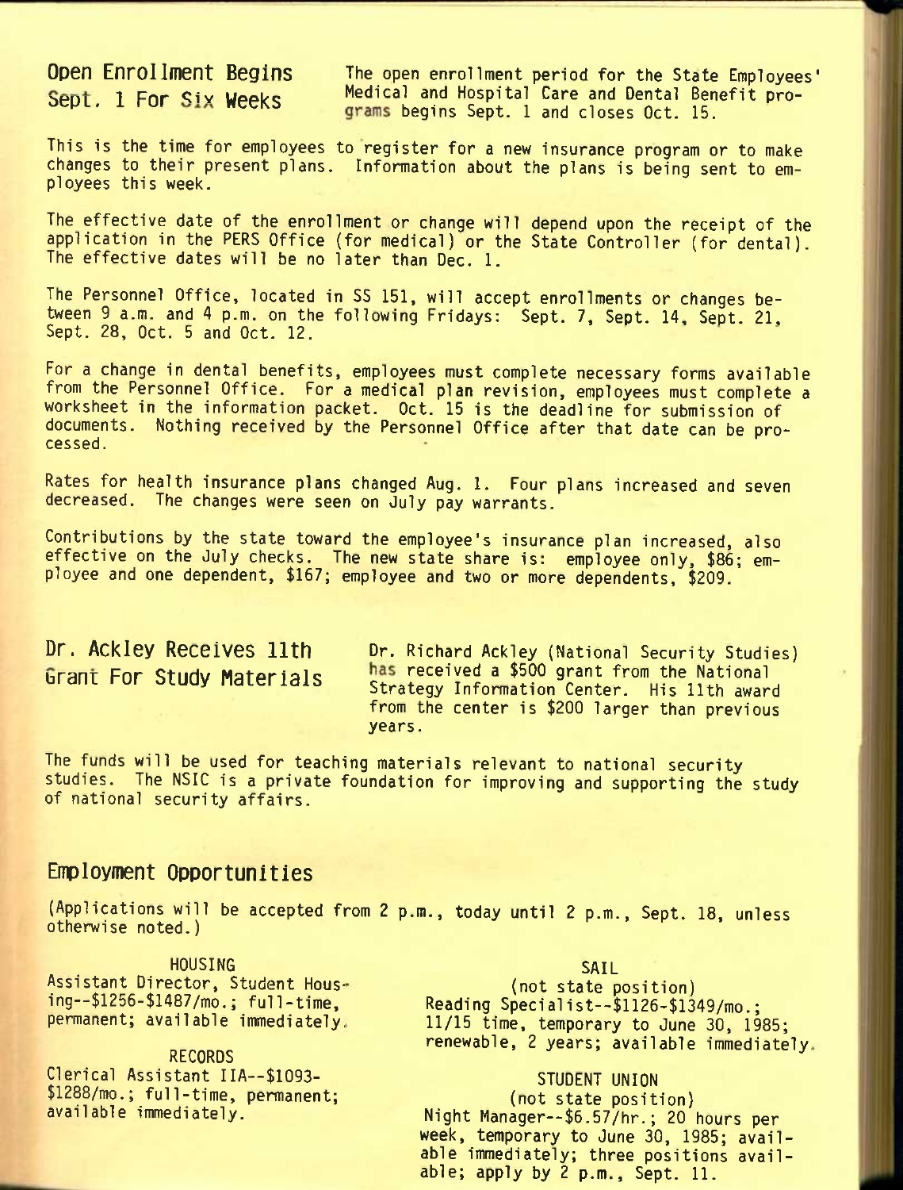## Open Enrollment Begins Sept. 1 For Six Weeks

The open enrollment period for the State Employees' Medical and Hospital Care and Dental Benefit programs begins Sept. 1 and closes Oct. 15.

This is the time for employees to register for a new insurance program or to make changes to their present plans. Information about the plans is being sent to employees this week.

The effective date of the enrollment or change will depend upon the receipt of the application in the PERS Office (for medical) or the State Controller (for dental). The effective dates will be no later than Dec. 1.

The Personnel Office, located in SS 151, will accept enrollments or changes between 9 a.m. and 4 p.m. on the following Fridays: Sept. 7, Sept. 14, Sept. 21, Sept. 28, Oct. 5 and Oct. 12.

For a change in dental benefits, employees must complete necessary forms available from the Personnel Office. For a medical plan revision, employees must complete a worksheet in the information packet. Oct. 15 is the deadline for submission of documents. Nothing received by the Personnel Office after that date can be processed.

Rates for health insurance plans changed Aug. 1. Four plans increased and seven decreased. The changes were seen on July pay warrants.

Contributions by the state toward the employee's insurance plan increased, also effective on the July checks. The new state share is: employee only, $86; employee and one dependent, $167; employee and two or more dependents, $209.

## Dr. Ackley Receives 11th Grant For Study Materials

Dr. Richard Ackley (National Security Studies) has received a $500 grant from the National Strategy Information Center. His 11th award from the center is $200 larger than previous years.

The funds will be used for teaching materials relevant to national security studies. The NSIC is a private foundation for improving and supporting the study of national security affairs.

## Employment Opportunities

(Applications will be accepted from 2 p.m., today until 2 p.m., Sept. 18, unless otherwise noted.)

HOUSING

Assistant Director, Student Housing--$1256-$1487/mo.; full-time, permanent; available immediately.

RECORDS

Clerical Assistant IIA--$1093-$1288/mo.; full-time, permanent; available immediately.

SAIL

(not state position)

Reading Specialist--$1126-$1349/mo.; 11/15 time, temporary to June 30, 1985; renewable, 2 years; available immediately.

STUDENT UNION

(not state position)

Night Manager--$6.57/hr.; 20 hours per week, temporary to June 30, 1985; available immediately; three positions available; apply by 2 p.m., Sept. 11.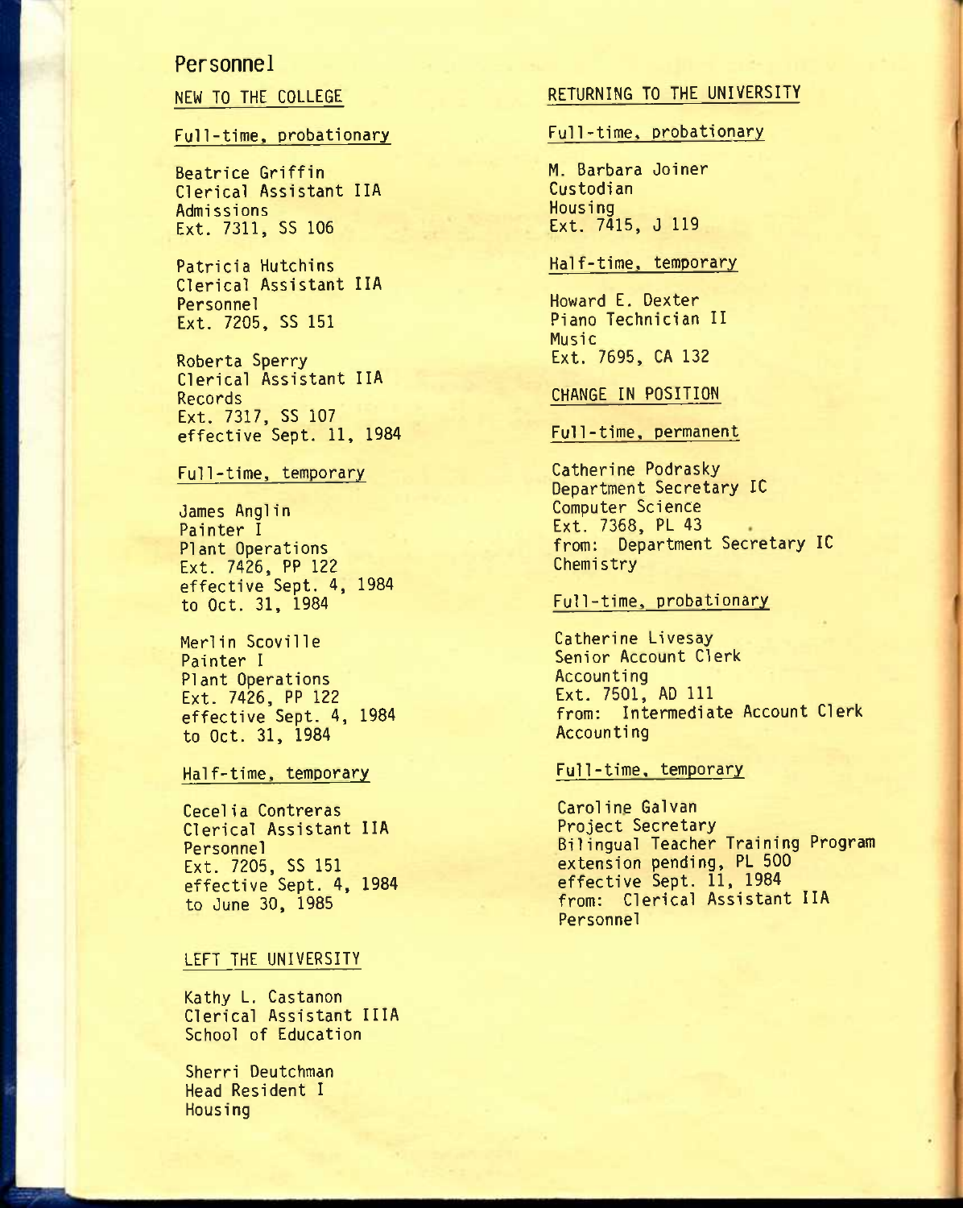# Personnel

## NEW TO THE COLLEGE

### Full-time, probationary

Beatrice Griffin
Clerical Assistant IIA
Admissions
Ext. 7311, SS 106

Patricia Hutchins
Clerical Assistant IIA
Personnel
Ext. 7205, SS 151

Roberta Sperry
Clerical Assistant IIA
Records
Ext. 7317, SS 107
effective Sept. 11, 1984

### Full-time, temporary

James Anglin
Painter I
Plant Operations
Ext. 7426, PP 122
effective Sept. 4, 1984
to Oct. 31, 1984

Merlin Scoville
Painter I
Plant Operations
Ext. 7426, PP 122
effective Sept. 4, 1984
to Oct. 31, 1984

### Half-time, temporary

Cecelia Contreras
Clerical Assistant IIA
Personnel
Ext. 7205, SS 151
effective Sept. 4, 1984
to June 30, 1985

## LEFT THE UNIVERSITY

Kathy L. Castanon
Clerical Assistant IIIA
School of Education

Sherri Deutchman
Head Resident I
Housing

## RETURNING TO THE UNIVERSITY

### Full-time, probationary

M. Barbara Joiner
Custodian
Housing
Ext. 7415, J 119

### Half-time, temporary

Howard E. Dexter
Piano Technician II
Music
Ext. 7695, CA 132

## CHANGE IN POSITION

### Full-time, permanent

Catherine Podrasky
Department Secretary IC
Computer Science
Ext. 7368, PL 43
from: Department Secretary IC
Chemistry

### Full-time, probationary

Catherine Livesay
Senior Account Clerk
Accounting
Ext. 7501, AD 111
from: Intermediate Account Clerk
Accounting

### Full-time, temporary

Caroline Galvan
Project Secretary
Bilingual Teacher Training Program
extension pending, PL 500
effective Sept. 11, 1984
from: Clerical Assistant IIA
Personnel